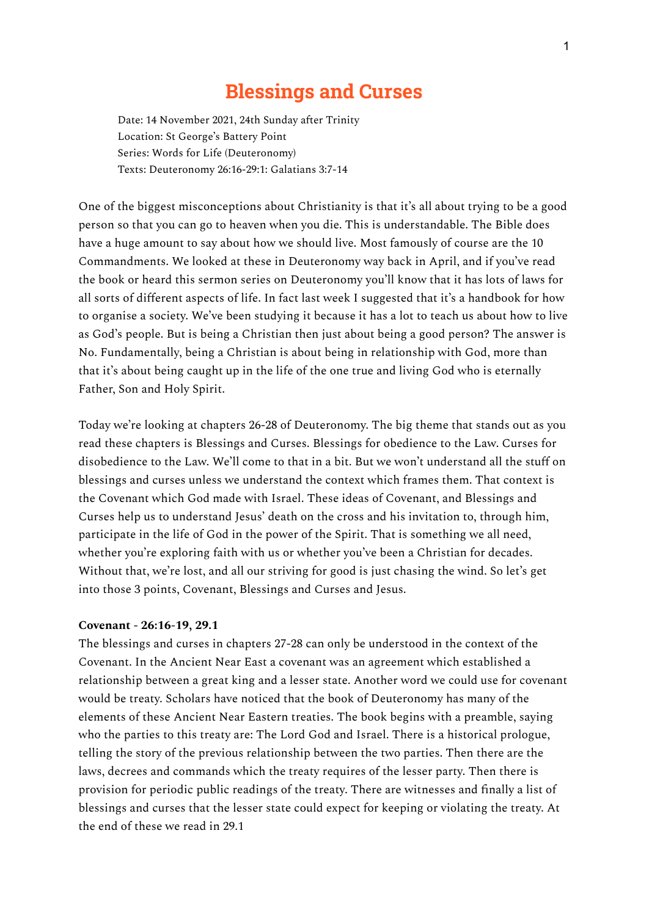# Blessings and Curses

Date: 14 November 2021, 24th Sunday after Trinity
Location: St George's Battery Point
Series: Words for Life (Deuteronomy)
Texts: Deuteronomy 26:16-29:1: Galatians 3:7-14

One of the biggest misconceptions about Christianity is that it's all about trying to be a good person so that you can go to heaven when you die. This is understandable. The Bible does have a huge amount to say about how we should live. Most famously of course are the 10 Commandments. We looked at these in Deuteronomy way back in April, and if you've read the book or heard this sermon series on Deuteronomy you'll know that it has lots of laws for all sorts of different aspects of life. In fact last week I suggested that it's a handbook for how to organise a society. We've been studying it because it has a lot to teach us about how to live as God's people. But is being a Christian then just about being a good person? The answer is No. Fundamentally, being a Christian is about being in relationship with God, more than that it's about being caught up in the life of the one true and living God who is eternally Father, Son and Holy Spirit.

Today we're looking at chapters 26-28 of Deuteronomy. The big theme that stands out as you read these chapters is Blessings and Curses. Blessings for obedience to the Law. Curses for disobedience to the Law. We'll come to that in a bit. But we won't understand all the stuff on blessings and curses unless we understand the context which frames them. That context is the Covenant which God made with Israel. These ideas of Covenant, and Blessings and Curses help us to understand Jesus' death on the cross and his invitation to, through him, participate in the life of God in the power of the Spirit. That is something we all need, whether you're exploring faith with us or whether you've been a Christian for decades. Without that, we're lost, and all our striving for good is just chasing the wind. So let's get into those 3 points, Covenant, Blessings and Curses and Jesus.

**Covenant - 26:16-19, 29.1**

The blessings and curses in chapters 27-28 can only be understood in the context of the Covenant. In the Ancient Near East a covenant was an agreement which established a relationship between a great king and a lesser state. Another word we could use for covenant would be treaty. Scholars have noticed that the book of Deuteronomy has many of the elements of these Ancient Near Eastern treaties. The book begins with a preamble, saying who the parties to this treaty are: The Lord God and Israel. There is a historical prologue, telling the story of the previous relationship between the two parties. Then there are the laws, decrees and commands which the treaty requires of the lesser party. Then there is provision for periodic public readings of the treaty. There are witnesses and finally a list of blessings and curses that the lesser state could expect for keeping or violating the treaty. At the end of these we read in 29.1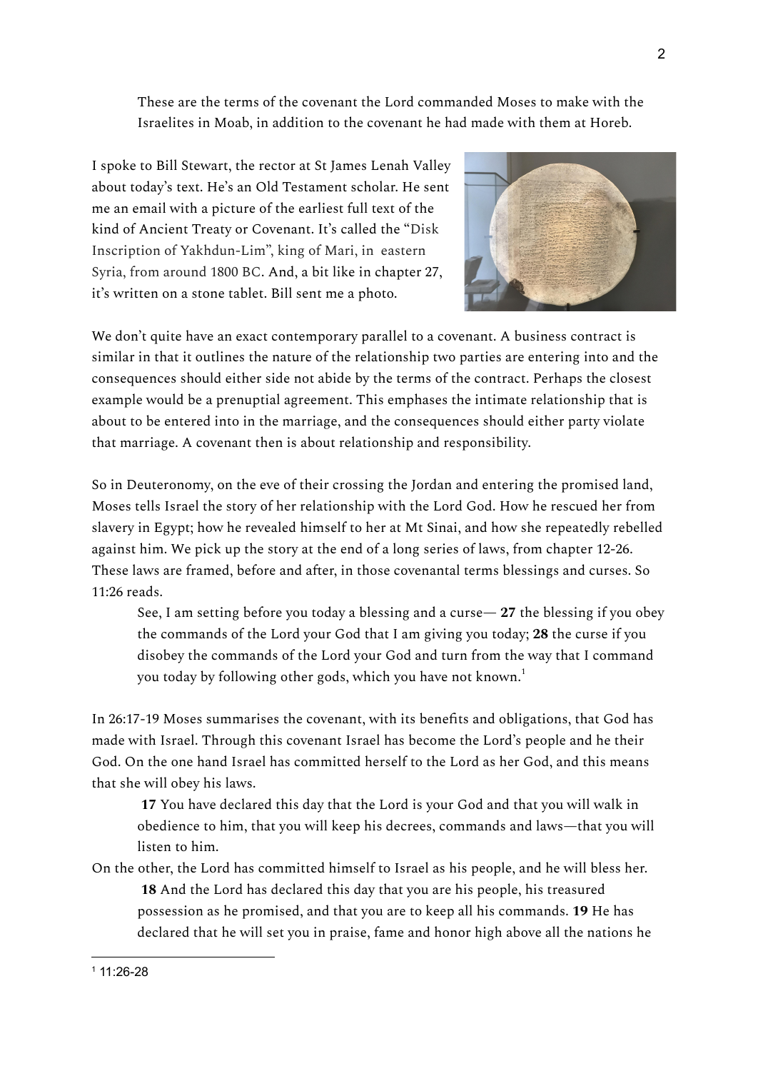> These are the terms of the covenant the Lord commanded Moses to make with the Israelites in Moab, in addition to the covenant he had made with them at Horeb.

I spoke to Bill Stewart, the rector at St James Lenah Valley about today's text. He's an Old Testament scholar. He sent me an email with a picture of the earliest full text of the kind of Ancient Treaty or Covenant. It's called the "Disk Inscription of Yakhdun-Lim", king of Mari, in eastern Syria, from around 1800 BC. And, a bit like in chapter 27, it's written on a stone tablet. Bill sent me a photo.

We don't quite have an exact contemporary parallel to a covenant. A business contract is similar in that it outlines the nature of the relationship two parties are entering into and the consequences should either side not abide by the terms of the contract. Perhaps the closest example would be a prenuptial agreement. This emphases the intimate relationship that is about to be entered into in the marriage, and the consequences should either party violate that marriage. A covenant then is about relationship and responsibility.

So in Deuteronomy, on the eve of their crossing the Jordan and entering the promised land, Moses tells Israel the story of her relationship with the Lord God. How he rescued her from slavery in Egypt; how he revealed himself to her at Mt Sinai, and how she repeatedly rebelled against him. We pick up the story at the end of a long series of laws, from chapter 12-26. These laws are framed, before and after, in those covenantal terms blessings and curses. So 11:26 reads.

> See, I am setting before you today a blessing and a curse— **27** the blessing if you obey the commands of the Lord your God that I am giving you today; **28** the curse if you disobey the commands of the Lord your God and turn from the way that I command you today by following other gods, which you have not known.[1]

In 26:17-19 Moses summarises the covenant, with its benefits and obligations, that God has made with Israel. Through this covenant Israel has become the Lord's people and he their God. On the one hand Israel has committed herself to the Lord as her God, and this means that she will obey his laws.

> **17** You have declared this day that the Lord is your God and that you will walk in obedience to him, that you will keep his decrees, commands and laws—that you will listen to him.

On the other, the Lord has committed himself to Israel as his people, and he will bless her.

> **18** And the Lord has declared this day that you are his people, his treasured possession as he promised, and that you are to keep all his commands. **19** He has declared that he will set you in praise, fame and honor high above all the nations he

[1] 11:26-28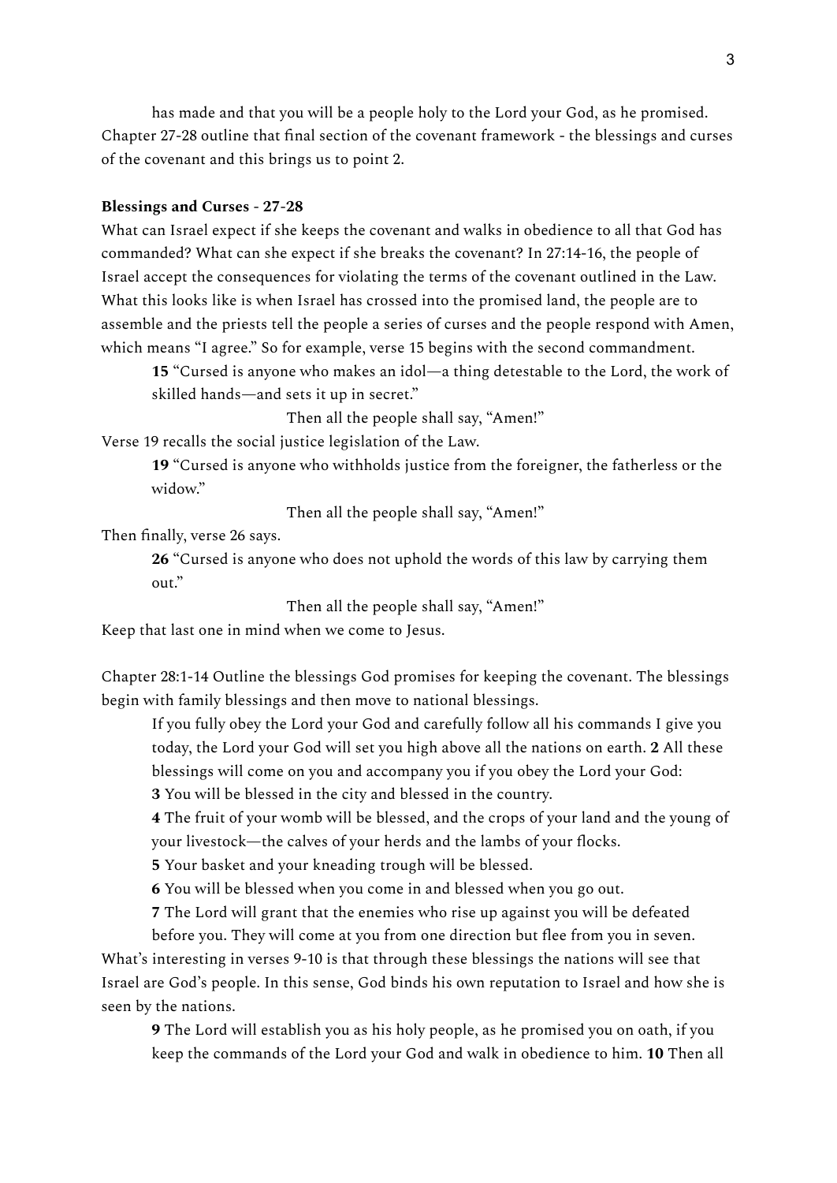has made and that you will be a people holy to the Lord your God, as he promised. Chapter 27-28 outline that final section of the covenant framework - the blessings and curses of the covenant and this brings us to point 2.

**Blessings and Curses - 27-28**

What can Israel expect if she keeps the covenant and walks in obedience to all that God has commanded? What can she expect if she breaks the covenant? In 27:14-16, the people of Israel accept the consequences for violating the terms of the covenant outlined in the Law. What this looks like is when Israel has crossed into the promised land, the people are to assemble and the priests tell the people a series of curses and the people respond with Amen, which means "I agree." So for example, verse 15 begins with the second commandment.

> **15** "Cursed is anyone who makes an idol—a thing detestable to the Lord, the work of skilled hands—and sets it up in secret."
>
> Then all the people shall say, "Amen!"

Verse 19 recalls the social justice legislation of the Law.

> **19** "Cursed is anyone who withholds justice from the foreigner, the fatherless or the widow."
>
> Then all the people shall say, "Amen!"

Then finally, verse 26 says.

> **26** "Cursed is anyone who does not uphold the words of this law by carrying them out."
>
> Then all the people shall say, "Amen!"

Keep that last one in mind when we come to Jesus.

Chapter 28:1-14 Outline the blessings God promises for keeping the covenant. The blessings begin with family blessings and then move to national blessings.

> If you fully obey the Lord your God and carefully follow all his commands I give you today, the Lord your God will set you high above all the nations on earth. **2** All these blessings will come on you and accompany you if you obey the Lord your God:
>
> **3** You will be blessed in the city and blessed in the country.
>
> **4** The fruit of your womb will be blessed, and the crops of your land and the young of your livestock—the calves of your herds and the lambs of your flocks.
>
> **5** Your basket and your kneading trough will be blessed.
>
> **6** You will be blessed when you come in and blessed when you go out.
>
> **7** The Lord will grant that the enemies who rise up against you will be defeated before you. They will come at you from one direction but flee from you in seven.

What's interesting in verses 9-10 is that through these blessings the nations will see that Israel are God's people. In this sense, God binds his own reputation to Israel and how she is seen by the nations.

> **9** The Lord will establish you as his holy people, as he promised you on oath, if you keep the commands of the Lord your God and walk in obedience to him. **10** Then all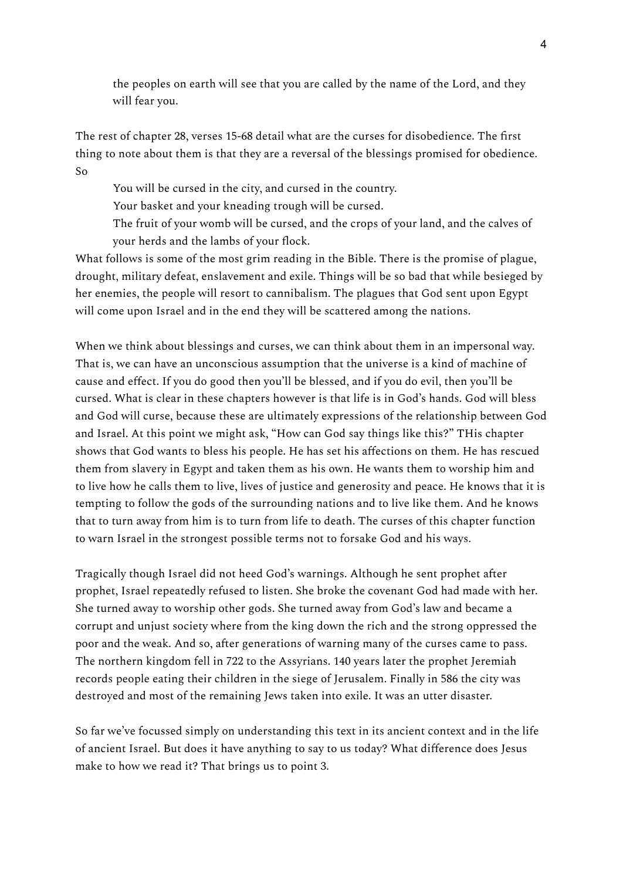> the peoples on earth will see that you are called by the name of the Lord, and they will fear you.

The rest of chapter 28, verses 15-68 detail what are the curses for disobedience. The first thing to note about them is that they are a reversal of the blessings promised for obedience. So

> You will be cursed in the city, and cursed in the country.
> Your basket and your kneading trough will be cursed.
> The fruit of your womb will be cursed, and the crops of your land, and the calves of your herds and the lambs of your flock.

What follows is some of the most grim reading in the Bible. There is the promise of plague, drought, military defeat, enslavement and exile. Things will be so bad that while besieged by her enemies, the people will resort to cannibalism. The plagues that God sent upon Egypt will come upon Israel and in the end they will be scattered among the nations.

When we think about blessings and curses, we can think about them in an impersonal way. That is, we can have an unconscious assumption that the universe is a kind of machine of cause and effect. If you do good then you'll be blessed, and if you do evil, then you'll be cursed. What is clear in these chapters however is that life is in God's hands. God will bless and God will curse, because these are ultimately expressions of the relationship between God and Israel. At this point we might ask, "How can God say things like this?" THis chapter shows that God wants to bless his people. He has set his affections on them. He has rescued them from slavery in Egypt and taken them as his own. He wants them to worship him and to live how he calls them to live, lives of justice and generosity and peace. He knows that it is tempting to follow the gods of the surrounding nations and to live like them. And he knows that to turn away from him is to turn from life to death. The curses of this chapter function to warn Israel in the strongest possible terms not to forsake God and his ways.

Tragically though Israel did not heed God's warnings. Although he sent prophet after prophet, Israel repeatedly refused to listen. She broke the covenant God had made with her. She turned away to worship other gods. She turned away from God's law and became a corrupt and unjust society where from the king down the rich and the strong oppressed the poor and the weak. And so, after generations of warning many of the curses came to pass. The northern kingdom fell in 722 to the Assyrians. 140 years later the prophet Jeremiah records people eating their children in the siege of Jerusalem. Finally in 586 the city was destroyed and most of the remaining Jews taken into exile. It was an utter disaster.

So far we've focussed simply on understanding this text in its ancient context and in the life of ancient Israel. But does it have anything to say to us today? What difference does Jesus make to how we read it? That brings us to point 3.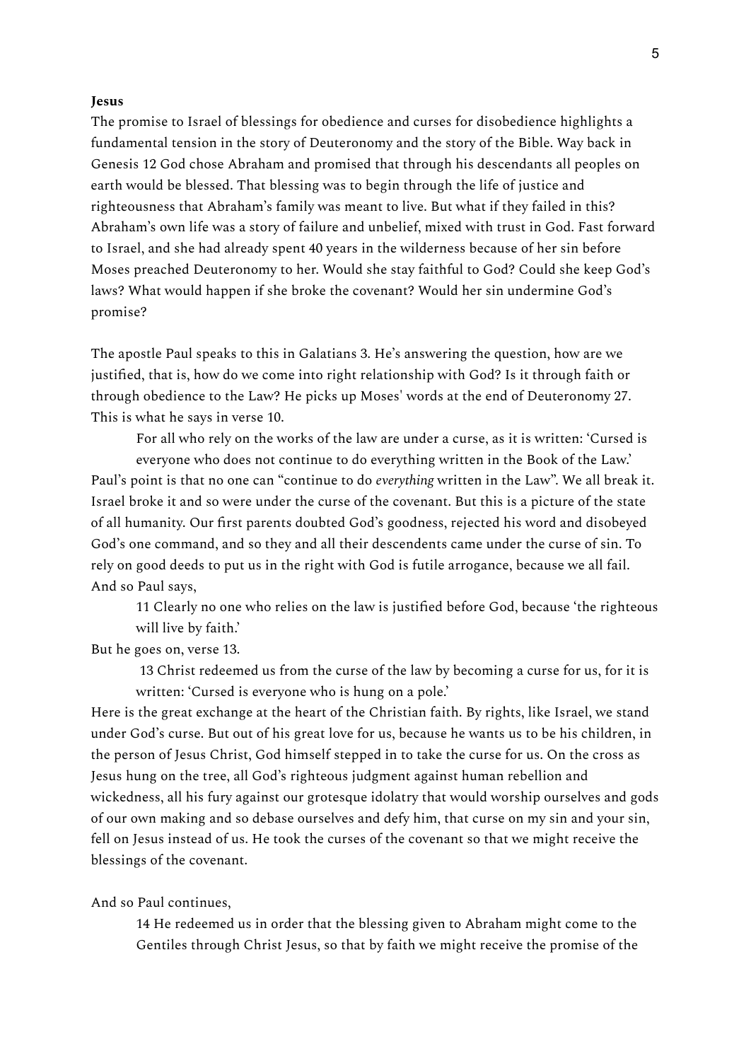**Jesus**

The promise to Israel of blessings for obedience and curses for disobedience highlights a fundamental tension in the story of Deuteronomy and the story of the Bible. Way back in Genesis 12 God chose Abraham and promised that through his descendants all peoples on earth would be blessed. That blessing was to begin through the life of justice and righteousness that Abraham's family was meant to live. But what if they failed in this? Abraham's own life was a story of failure and unbelief, mixed with trust in God. Fast forward to Israel, and she had already spent 40 years in the wilderness because of her sin before Moses preached Deuteronomy to her. Would she stay faithful to God? Could she keep God's laws? What would happen if she broke the covenant? Would her sin undermine God's promise?

The apostle Paul speaks to this in Galatians 3. He's answering the question, how are we justified, that is, how do we come into right relationship with God? Is it through faith or through obedience to the Law? He picks up Moses' words at the end of Deuteronomy 27. This is what he says in verse 10.

> For all who rely on the works of the law are under a curse, as it is written: 'Cursed is everyone who does not continue to do everything written in the Book of the Law.'

Paul's point is that no one can "continue to do *everything* written in the Law". We all break it. Israel broke it and so were under the curse of the covenant. But this is a picture of the state of all humanity. Our first parents doubted God's goodness, rejected his word and disobeyed God's one command, and so they and all their descendents came under the curse of sin. To rely on good deeds to put us in the right with God is futile arrogance, because we all fail. And so Paul says,

> 11 Clearly no one who relies on the law is justified before God, because 'the righteous will live by faith.'

But he goes on, verse 13.

> 13 Christ redeemed us from the curse of the law by becoming a curse for us, for it is written: 'Cursed is everyone who is hung on a pole.'

Here is the great exchange at the heart of the Christian faith. By rights, like Israel, we stand under God's curse. But out of his great love for us, because he wants us to be his children, in the person of Jesus Christ, God himself stepped in to take the curse for us. On the cross as Jesus hung on the tree, all God's righteous judgment against human rebellion and wickedness, all his fury against our grotesque idolatry that would worship ourselves and gods of our own making and so debase ourselves and defy him, that curse on my sin and your sin, fell on Jesus instead of us. He took the curses of the covenant so that we might receive the blessings of the covenant.

And so Paul continues,

> 14 He redeemed us in order that the blessing given to Abraham might come to the Gentiles through Christ Jesus, so that by faith we might receive the promise of the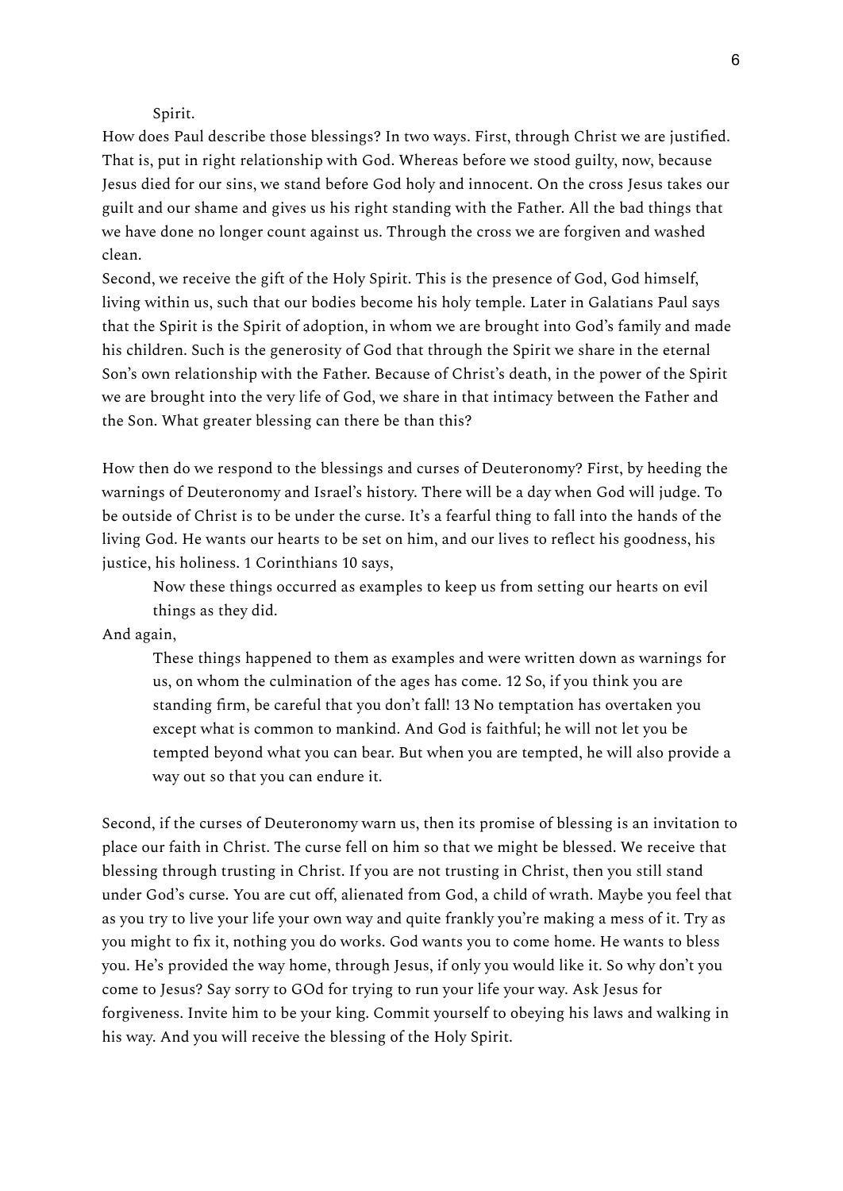Spirit.

How does Paul describe those blessings? In two ways. First, through Christ we are justified. That is, put in right relationship with God. Whereas before we stood guilty, now, because Jesus died for our sins, we stand before God holy and innocent. On the cross Jesus takes our guilt and our shame and gives us his right standing with the Father. All the bad things that we have done no longer count against us. Through the cross we are forgiven and washed clean.

Second, we receive the gift of the Holy Spirit. This is the presence of God, God himself, living within us, such that our bodies become his holy temple. Later in Galatians Paul says that the Spirit is the Spirit of adoption, in whom we are brought into God's family and made his children. Such is the generosity of God that through the Spirit we share in the eternal Son's own relationship with the Father. Because of Christ's death, in the power of the Spirit we are brought into the very life of God, we share in that intimacy between the Father and the Son. What greater blessing can there be than this?

How then do we respond to the blessings and curses of Deuteronomy? First, by heeding the warnings of Deuteronomy and Israel's history. There will be a day when God will judge. To be outside of Christ is to be under the curse. It's a fearful thing to fall into the hands of the living God. He wants our hearts to be set on him, and our lives to reflect his goodness, his justice, his holiness. 1 Corinthians 10 says,

> Now these things occurred as examples to keep us from setting our hearts on evil things as they did.

And again,

> These things happened to them as examples and were written down as warnings for us, on whom the culmination of the ages has come. 12 So, if you think you are standing firm, be careful that you don't fall! 13 No temptation has overtaken you except what is common to mankind. And God is faithful; he will not let you be tempted beyond what you can bear. But when you are tempted, he will also provide a way out so that you can endure it.

Second, if the curses of Deuteronomy warn us, then its promise of blessing is an invitation to place our faith in Christ. The curse fell on him so that we might be blessed. We receive that blessing through trusting in Christ. If you are not trusting in Christ, then you still stand under God's curse. You are cut off, alienated from God, a child of wrath. Maybe you feel that as you try to live your life your own way and quite frankly you're making a mess of it. Try as you might to fix it, nothing you do works. God wants you to come home. He wants to bless you. He's provided the way home, through Jesus, if only you would like it. So why don't you come to Jesus? Say sorry to GOd for trying to run your life your way. Ask Jesus for forgiveness. Invite him to be your king. Commit yourself to obeying his laws and walking in his way. And you will receive the blessing of the Holy Spirit.